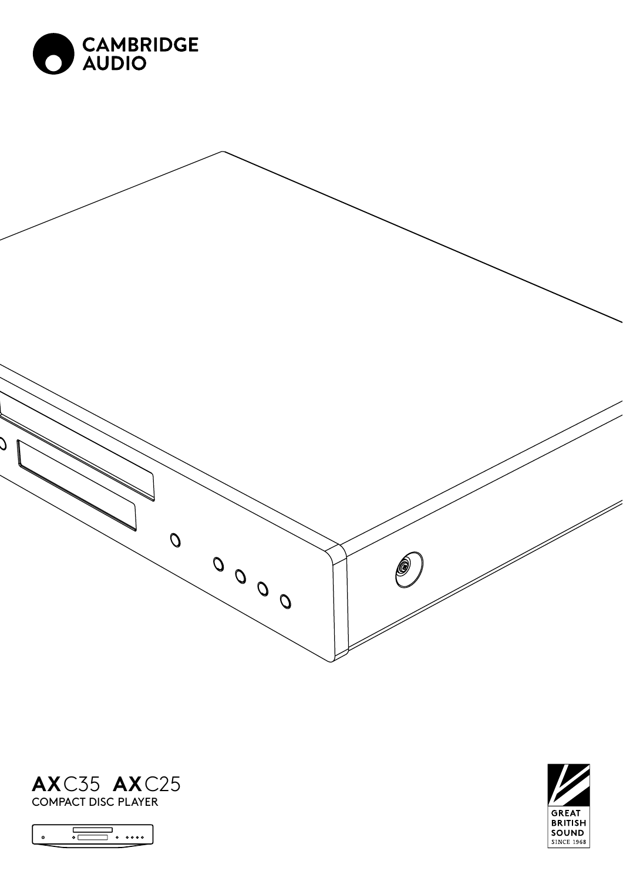CAMBRIDGE AUDIO

# AXC35 AXC25

COMPACT DISC PLAYER

GREAT BRITISH SOUND SINCE 1968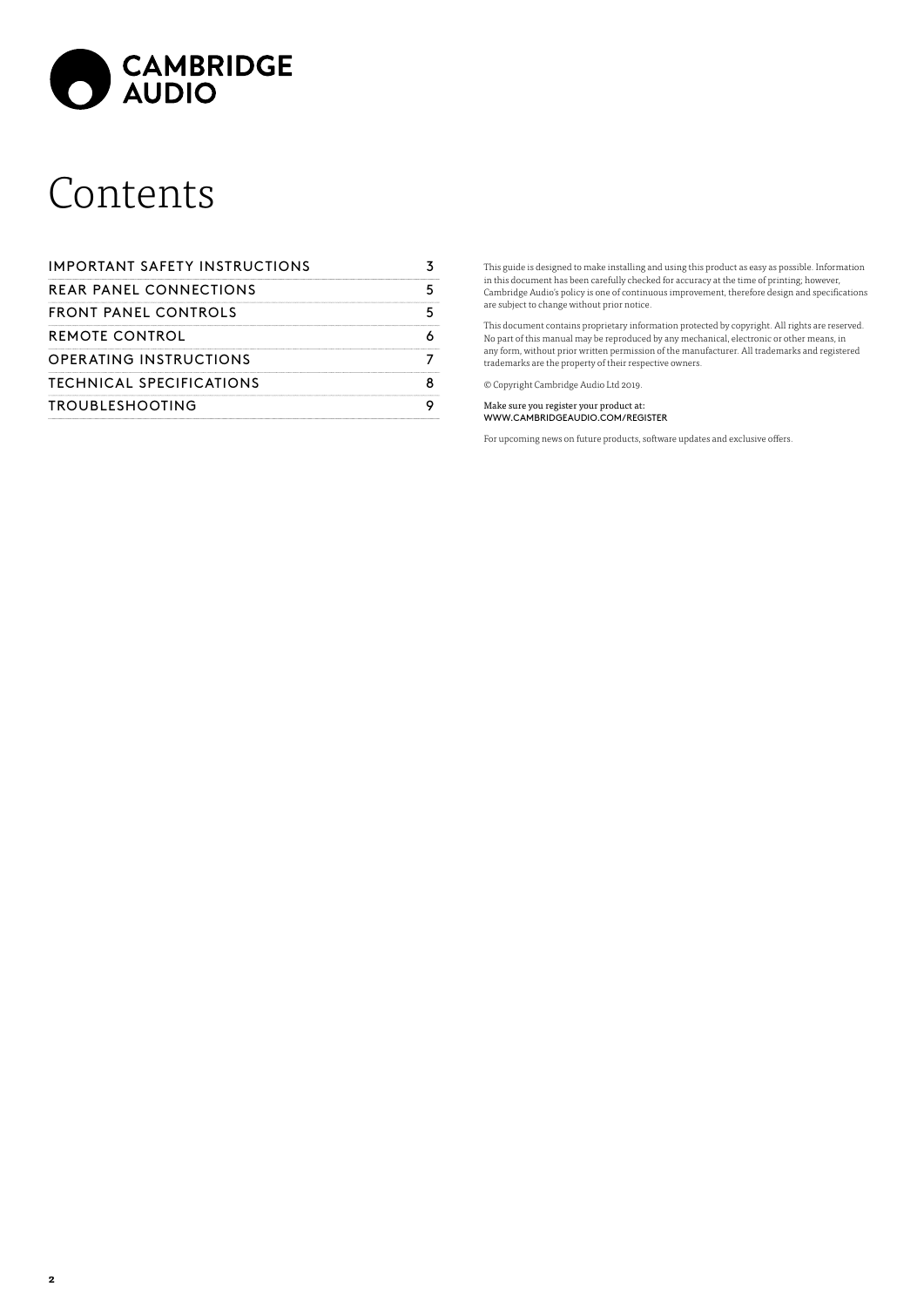CAMBRIDGE AUDIO

# Contents

| | |
|---|---|
| IMPORTANT SAFETY INSTRUCTIONS | 3 |
| REAR PANEL CONNECTIONS | 5 |
| FRONT PANEL CONTROLS | 5 |
| REMOTE CONTROL | 6 |
| OPERATING INSTRUCTIONS | 7 |
| TECHNICAL SPECIFICATIONS | 8 |
| TROUBLESHOOTING | 9 |

This guide is designed to make installing and using this product as easy as possible. Information in this document has been carefully checked for accuracy at the time of printing; however, Cambridge Audio's policy is one of continuous improvement, therefore design and specifications are subject to change without prior notice.

This document contains proprietary information protected by copyright. All rights are reserved. No part of this manual may be reproduced by any mechanical, electronic or other means, in any form, without prior written permission of the manufacturer. All trademarks and registered trademarks are the property of their respective owners.

© Copyright Cambridge Audio Ltd 2019.

Make sure you register your product at:
WWW.CAMBRIDGEAUDIO.COM/REGISTER

For upcoming news on future products, software updates and exclusive offers.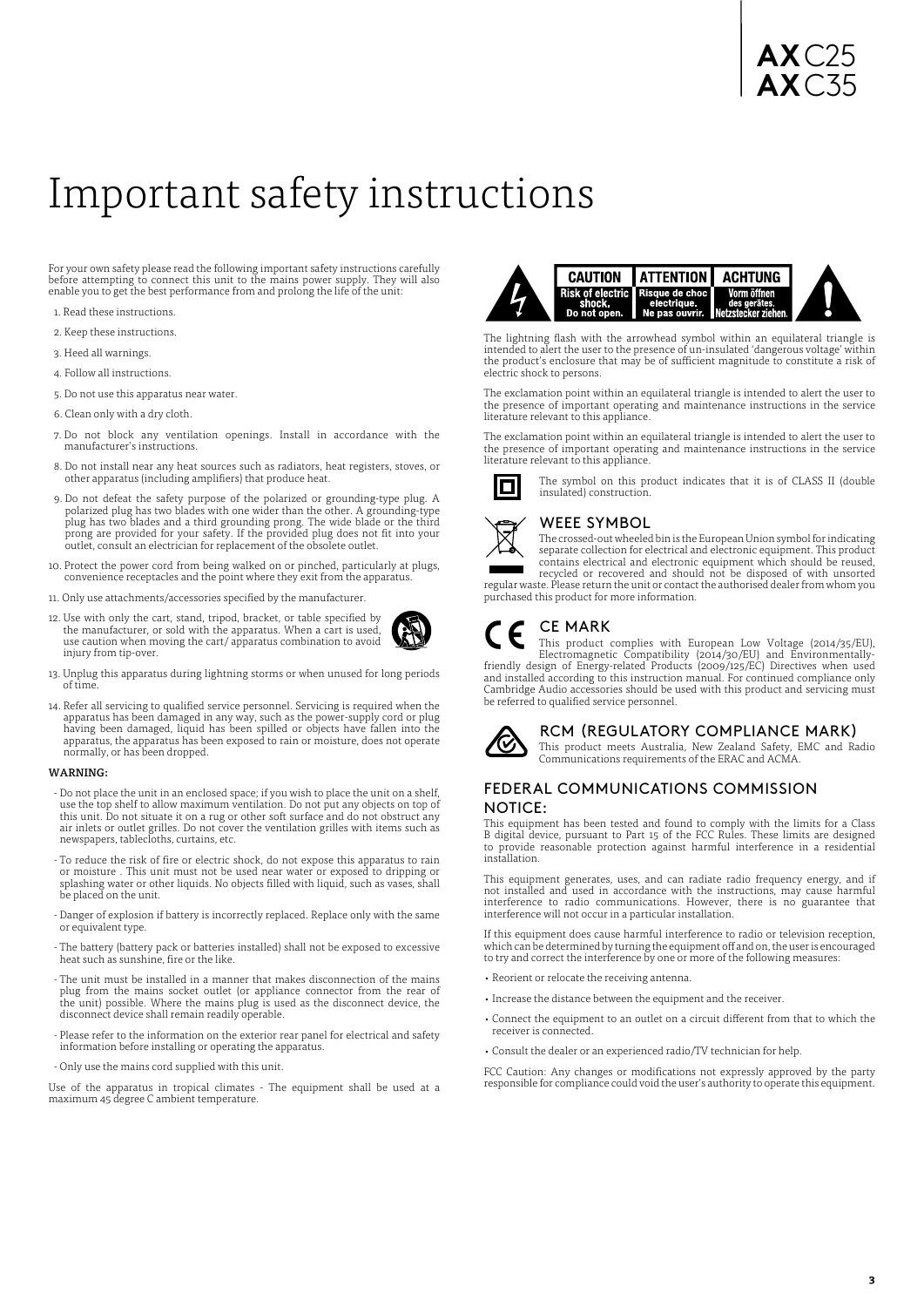# Important safety instructions

For your own safety please read the following important safety instructions carefully before attempting to connect this unit to the mains power supply. They will also enable you to get the best performance from and prolong the life of the unit:

1. Read these instructions.
2. Keep these instructions.
3. Heed all warnings.
4. Follow all instructions.
5. Do not use this apparatus near water.
6. Clean only with a dry cloth.
7. Do not block any ventilation openings. Install in accordance with the manufacturer's instructions.
8. Do not install near any heat sources such as radiators, heat registers, stoves, or other apparatus (including amplifiers) that produce heat.
9. Do not defeat the safety purpose of the polarized or grounding-type plug. A polarized plug has two blades with one wider than the other. A grounding-type plug has two blades and a third grounding prong. The wide blade or the third prong are provided for your safety. If the provided plug does not fit into your outlet, consult an electrician for replacement of the obsolete outlet.
10. Protect the power cord from being walked on or pinched, particularly at plugs, convenience receptacles and the point where they exit from the apparatus.
11. Only use attachments/accessories specified by the manufacturer.
12. Use with only the cart, stand, tripod, bracket, or table specified by the manufacturer, or sold with the apparatus. When a cart is used, use caution when moving the cart/ apparatus combination to avoid injury from tip-over.
13. Unplug this apparatus during lightning storms or when unused for long periods of time.
14. Refer all servicing to qualified service personnel. Servicing is required when the apparatus has been damaged in any way, such as the power-supply cord or plug having been damaged, liquid has been spilled or objects have fallen into the apparatus, the apparatus has been exposed to rain or moisture, does not operate normally, or has been dropped.

**WARNING:**

- Do not place the unit in an enclosed space; if you wish to place the unit on a shelf, use the top shelf to allow maximum ventilation. Do not put any objects on top of this unit. Do not situate it on a rug or other soft surface and do not obstruct any air inlets or outlet grilles. Do not cover the ventilation grilles with items such as newspapers, tablecloths, curtains, etc.
- To reduce the risk of fire or electric shock, do not expose this apparatus to rain or moisture . This unit must not be used near water or exposed to dripping or splashing water or other liquids. No objects filled with liquid, such as vases, shall be placed on the unit.
- Danger of explosion if battery is incorrectly replaced. Replace only with the same or equivalent type.
- The battery (battery pack or batteries installed) shall not be exposed to excessive heat such as sunshine, fire or the like.
- The unit must be installed in a manner that makes disconnection of the mains plug from the mains socket outlet (or appliance connector from the rear of the unit) possible. Where the mains plug is used as the disconnect device, the disconnect device shall remain readily operable.
- Please refer to the information on the exterior rear panel for electrical and safety information before installing or operating the apparatus.
- Only use the mains cord supplied with this unit.

Use of the apparatus in tropical climates - The equipment shall be used at a maximum 45 degree C ambient temperature.

| CAUTION | ATTENTION | ACHTUNG |
| --- | --- | --- |
| Risk of electric shock, Do not open. | Risque de choc electrique. Ne pas ouvrir. | Vorm öffnen des gerätes, Netzstecker ziehen. |

The lightning flash with the arrowhead symbol within an equilateral triangle is intended to alert the user to the presence of un-insulated 'dangerous voltage' within the product's enclosure that may be of sufficient magnitude to constitute a risk of electric shock to persons.

The exclamation point within an equilateral triangle is intended to alert the user to the presence of important operating and maintenance instructions in the service literature relevant to this appliance.

The exclamation point within an equilateral triangle is intended to alert the user to the presence of important operating and maintenance instructions in the service literature relevant to this appliance.

The symbol on this product indicates that it is of CLASS II (double insulated) construction.

## WEEE SYMBOL

The crossed-out wheeled bin is the European Union symbol for indicating separate collection for electrical and electronic equipment. This product contains electrical and electronic equipment which should be reused, recycled or recovered and should not be disposed of with unsorted regular waste. Please return the unit or contact the authorised dealer from whom you purchased this product for more information.

## CE MARK

This product complies with European Low Voltage (2014/35/EU), Electromagnetic Compatibility (2014/30/EU) and Environmentally-friendly design of Energy-related Products (2009/125/EC) Directives when used and installed according to this instruction manual. For continued compliance only Cambridge Audio accessories should be used with this product and servicing must be referred to qualified service personnel.

## RCM (REGULATORY COMPLIANCE MARK)

This product meets Australia, New Zealand Safety, EMC and Radio Communications requirements of the ERAC and ACMA.

## FEDERAL COMMUNICATIONS COMMISSION NOTICE:

This equipment has been tested and found to comply with the limits for a Class B digital device, pursuant to Part 15 of the FCC Rules. These limits are designed to provide reasonable protection against harmful interference in a residential installation.

This equipment generates, uses, and can radiate radio frequency energy, and if not installed and used in accordance with the instructions, may cause harmful interference to radio communications. However, there is no guarantee that interference will not occur in a particular installation.

If this equipment does cause harmful interference to radio or television reception, which can be determined by turning the equipment off and on, the user is encouraged to try and correct the interference by one or more of the following measures:

- Reorient or relocate the receiving antenna.
- Increase the distance between the equipment and the receiver.
- Connect the equipment to an outlet on a circuit different from that to which the receiver is connected.
- Consult the dealer or an experienced radio/TV technician for help.

FCC Caution: Any changes or modifications not expressly approved by the party responsible for compliance could void the user's authority to operate this equipment.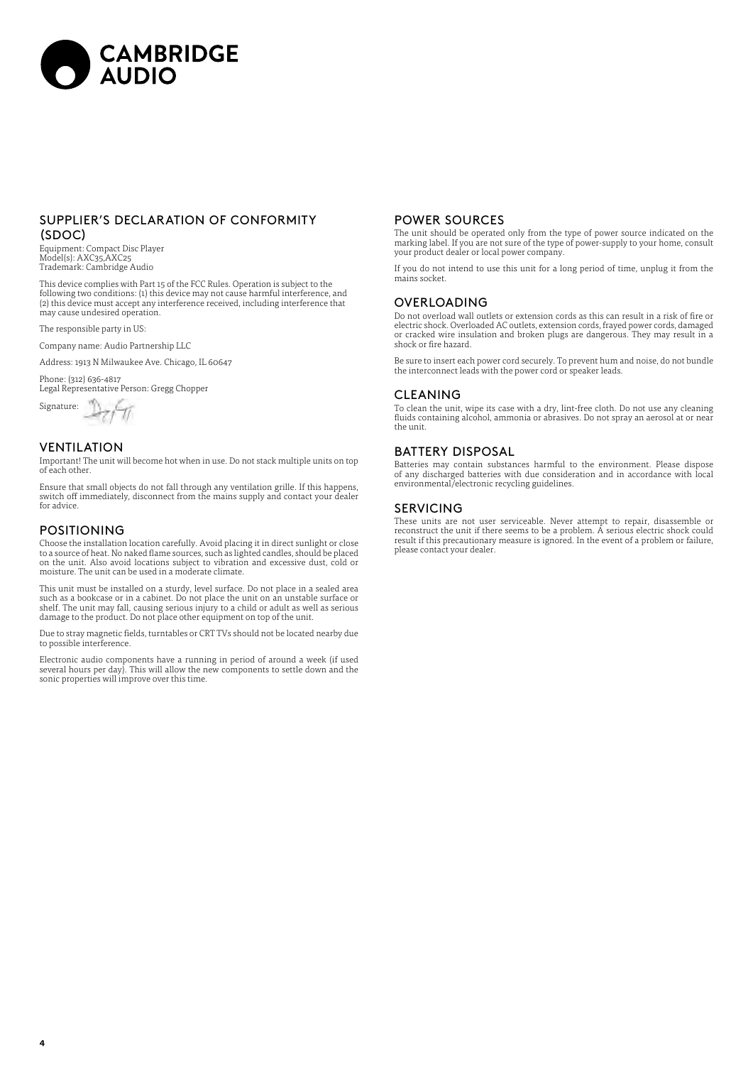## SUPPLIER'S DECLARATION OF CONFORMITY (SDOC)

Equipment: Compact Disc Player
Model(s): AXC35,AXC25
Trademark: Cambridge Audio

This device complies with Part 15 of the FCC Rules. Operation is subject to the following two conditions: (1) this device may not cause harmful interference, and (2) this device must accept any interference received, including interference that may cause undesired operation.

The responsible party in US:

Company name: Audio Partnership LLC

Address: 1913 N Milwaukee Ave. Chicago, IL 60647

Phone: (312) 636-4817
Legal Representative Person: Gregg Chopper

Signature:

## VENTILATION

Important! The unit will become hot when in use. Do not stack multiple units on top of each other.

Ensure that small objects do not fall through any ventilation grille. If this happens, switch off immediately, disconnect from the mains supply and contact your dealer for advice.

## POSITIONING

Choose the installation location carefully. Avoid placing it in direct sunlight or close to a source of heat. No naked flame sources, such as lighted candles, should be placed on the unit. Also avoid locations subject to vibration and excessive dust, cold or moisture. The unit can be used in a moderate climate.

This unit must be installed on a sturdy, level surface. Do not place in a sealed area such as a bookcase or in a cabinet. Do not place the unit on an unstable surface or shelf. The unit may fall, causing serious injury to a child or adult as well as serious damage to the product. Do not place other equipment on top of the unit.

Due to stray magnetic fields, turntables or CRT TVs should not be located nearby due to possible interference.

Electronic audio components have a running in period of around a week (if used several hours per day). This will allow the new components to settle down and the sonic properties will improve over this time.

## POWER SOURCES

The unit should be operated only from the type of power source indicated on the marking label. If you are not sure of the type of power-supply to your home, consult your product dealer or local power company.

If you do not intend to use this unit for a long period of time, unplug it from the mains socket.

## OVERLOADING

Do not overload wall outlets or extension cords as this can result in a risk of fire or electric shock. Overloaded AC outlets, extension cords, frayed power cords, damaged or cracked wire insulation and broken plugs are dangerous. They may result in a shock or fire hazard.

Be sure to insert each power cord securely. To prevent hum and noise, do not bundle the interconnect leads with the power cord or speaker leads.

## CLEANING

To clean the unit, wipe its case with a dry, lint-free cloth. Do not use any cleaning fluids containing alcohol, ammonia or abrasives. Do not spray an aerosol at or near the unit.

## BATTERY DISPOSAL

Batteries may contain substances harmful to the environment. Please dispose of any discharged batteries with due consideration and in accordance with local environmental/electronic recycling guidelines.

## SERVICING

These units are not user serviceable. Never attempt to repair, disassemble or reconstruct the unit if there seems to be a problem. A serious electric shock could result if this precautionary measure is ignored. In the event of a problem or failure, please contact your dealer.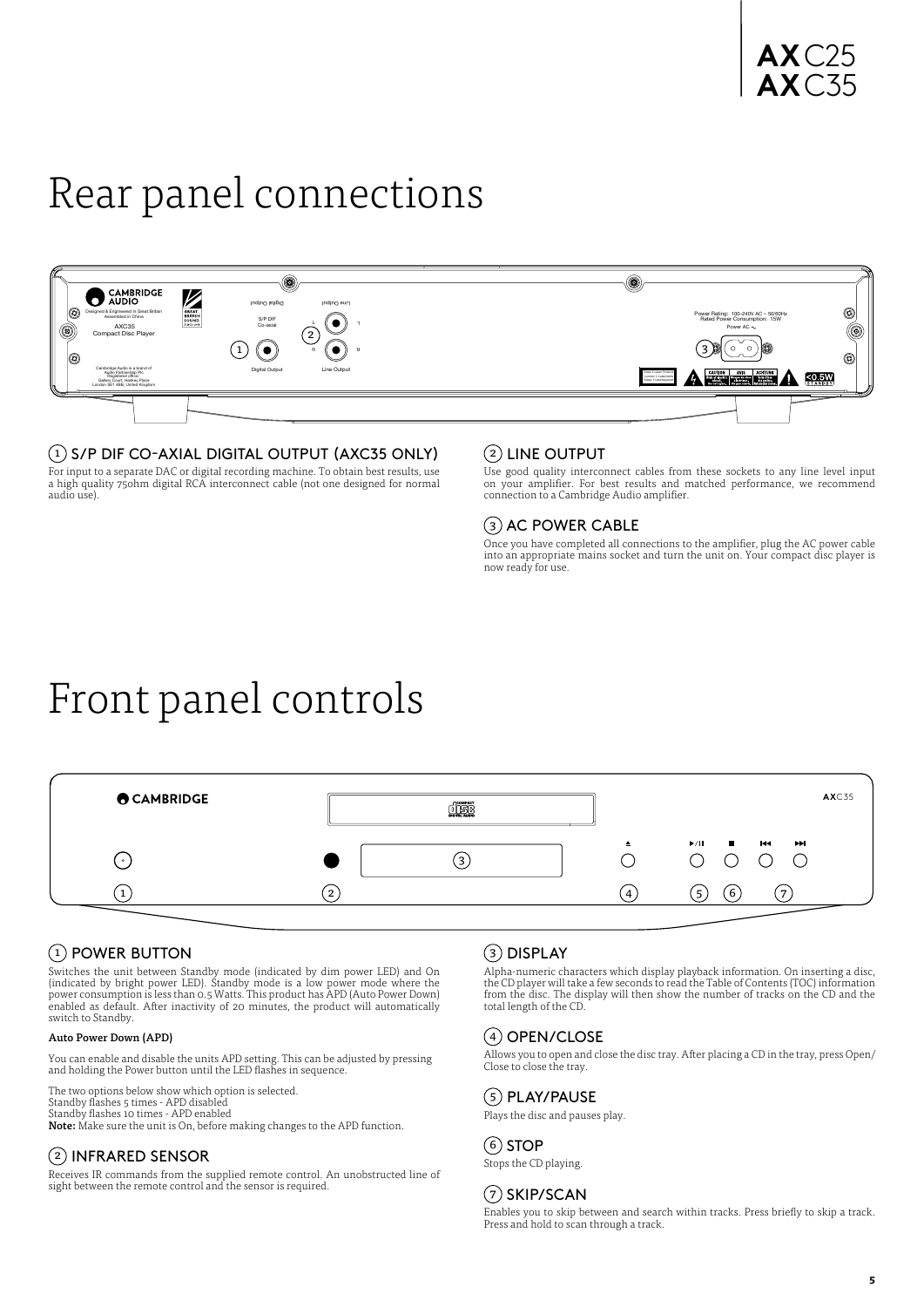# Rear panel connections

## 1 S/P DIF CO-AXIAL DIGITAL OUTPUT (AXC35 ONLY)

For input to a separate DAC or digital recording machine. To obtain best results, use a high quality 75ohm digital RCA interconnect cable (not one designed for normal audio use).

## 2 LINE OUTPUT

Use good quality interconnect cables from these sockets to any line level input on your amplifier. For best results and matched performance, we recommend connection to a Cambridge Audio amplifier.

## 3 AC POWER CABLE

Once you have completed all connections to the amplifier, plug the AC power cable into an appropriate mains socket and turn the unit on. Your compact disc player is now ready for use.

# Front panel controls

## 1 POWER BUTTON

Switches the unit between Standby mode (indicated by dim power LED) and On (indicated by bright power LED). Standby mode is a low power mode where the power consumption is less than 0.5 Watts. This product has APD (Auto Power Down) enabled as default. After inactivity of 20 minutes, the product will automatically switch to Standby.

**Auto Power Down (APD)**

You can enable and disable the units APD setting. This can be adjusted by pressing and holding the Power button until the LED flashes in sequence.

The two options below show which option is selected.
Standby flashes 5 times - APD disabled
Standby flashes 10 times - APD enabled
**Note:** Make sure the unit is On, before making changes to the APD function.

## 2 INFRARED SENSOR

Receives IR commands from the supplied remote control. An unobstructed line of sight between the remote control and the sensor is required.

## 3 DISPLAY

Alpha-numeric characters which display playback information. On inserting a disc, the CD player will take a few seconds to read the Table of Contents (TOC) information from the disc. The display will then show the number of tracks on the CD and the total length of the CD.

## 4 OPEN/CLOSE

Allows you to open and close the disc tray. After placing a CD in the tray, press Open/Close to close the tray.

## 5 PLAY/PAUSE

Plays the disc and pauses play.

## 6 STOP

Stops the CD playing.

## 7 SKIP/SCAN

Enables you to skip between and search within tracks. Press briefly to skip a track. Press and hold to scan through a track.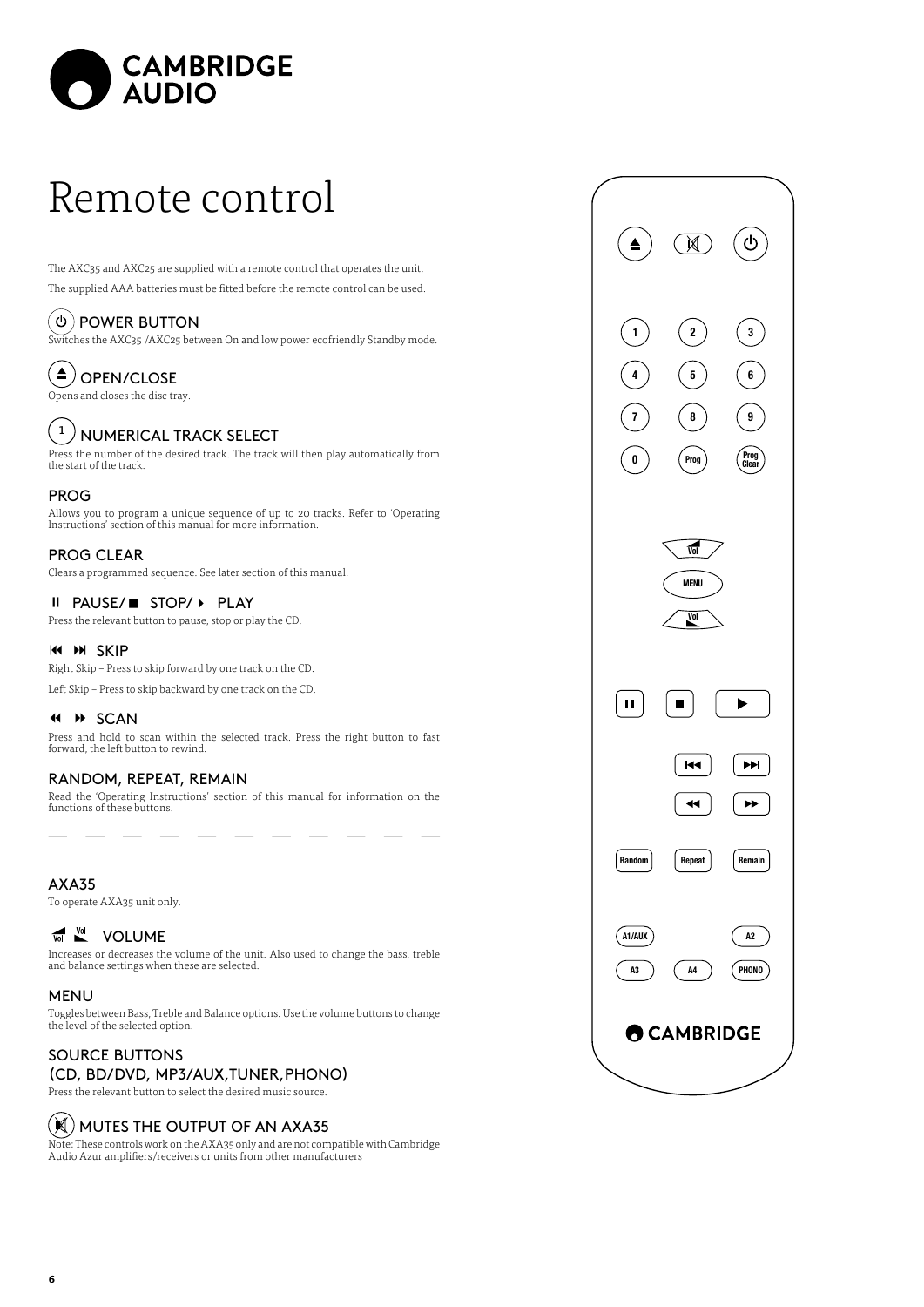# Remote control

The AXC35 and AXC25 are supplied with a remote control that operates the unit.

The supplied AAA batteries must be fitted before the remote control can be used.

## POWER BUTTON

Switches the AXC35 /AXC25 between On and low power ecofriendly Standby mode.

## OPEN/CLOSE

Opens and closes the disc tray.

## NUMERICAL TRACK SELECT

Press the number of the desired track. The track will then play automatically from the start of the track.

## PROG

Allows you to program a unique sequence of up to 20 tracks. Refer to 'Operating Instructions' section of this manual for more information.

## PROG CLEAR

Clears a programmed sequence. See later section of this manual.

## PAUSE/ STOP/ PLAY

Press the relevant button to pause, stop or play the CD.

## SKIP

Right Skip – Press to skip forward by one track on the CD.

Left Skip – Press to skip backward by one track on the CD.

## SCAN

Press and hold to scan within the selected track. Press the right button to fast forward, the left button to rewind.

## RANDOM, REPEAT, REMAIN

Read the 'Operating Instructions' section of this manual for information on the functions of these buttons.

---

## AXA35

To operate AXA35 unit only.

## VOLUME

Increases or decreases the volume of the unit. Also used to change the bass, treble and balance settings when these are selected.

## MENU

Toggles between Bass, Treble and Balance options. Use the volume buttons to change the level of the selected option.

## SOURCE BUTTONS (CD, BD/DVD, MP3/AUX,TUNER,PHONO)

Press the relevant button to select the desired music source.

## MUTES THE OUTPUT OF AN AXA35

Note: These controls work on the AXA35 only and are not compatible with Cambridge Audio Azur amplifiers/receivers or units from other manufacturers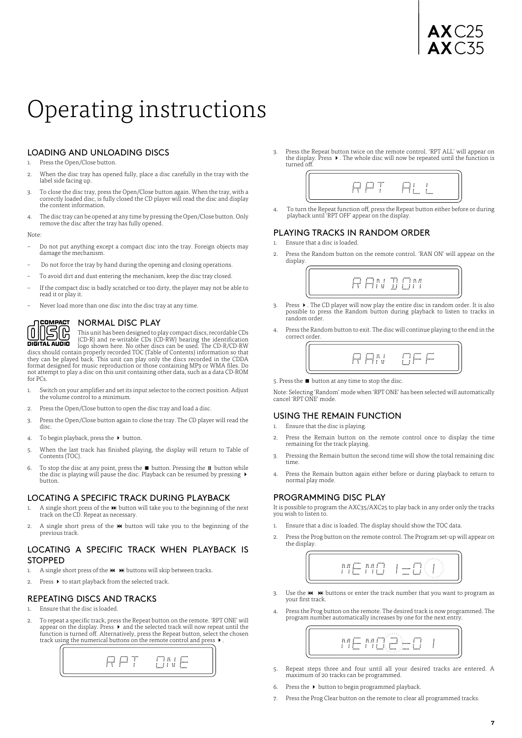# Operating instructions

## LOADING AND UNLOADING DISCS

1. Press the Open/Close button.
2. When the disc tray has opened fully, place a disc carefully in the tray with the label side facing up.
3. To close the disc tray, press the Open/Close button again. When the tray, with a correctly loaded disc, is fully closed the CD player will read the disc and display the content information.
4. The disc tray can be opened at any time by pressing the Open/Close button. Only remove the disc after the tray has fully opened.

Note:

- Do not put anything except a compact disc into the tray. Foreign objects may damage the mechanism.
- Do not force the tray by hand during the opening and closing operations.
- To avoid dirt and dust entering the mechanism, keep the disc tray closed.
- If the compact disc is badly scratched or too dirty, the player may not be able to read it or play it.
- Never load more than one disc into the disc tray at any time.

## NORMAL DISC PLAY

This unit has been designed to play compact discs, recordable CDs (CD-R) and re-writable CDs (CD-RW) bearing the identification logo shown here. No other discs can be used. The CD-R/CD-RW discs should contain properly recorded TOC (Table of Contents) information so that they can be played back. This unit can play only the discs recorded in the CDDA format designed for music reproduction or those containing MP3 or WMA files. Do not attempt to play a disc on this unit containing other data, such as a data CD-ROM for PCs.

1. Switch on your amplifier and set its input selector to the correct position. Adjust the volume control to a minimum.
2. Press the Open/Close button to open the disc tray and load a disc.
3. Press the Open/Close button again to close the tray. The CD player will read the disc.
4. To begin playback, press the ▶ button.
5. When the last track has finished playing, the display will return to Table of Contents (TOC).
6. To stop the disc at any point, press the ■ button. Pressing the ⏸ button while the disc is playing will pause the disc. Playback can be resumed by pressing ▶ button.

## LOCATING A SPECIFIC TRACK DURING PLAYBACK

1. A single short press of the ⏭ button will take you to the beginning of the next track on the CD. Repeat as necessary.
2. A single short press of the ⏮ button will take you to the beginning of the previous track.

## LOCATING A SPECIFIC TRACK WHEN PLAYBACK IS STOPPED

1. A single short press of the ⏮ ⏭ buttons will skip between tracks.
2. Press ▶ to start playback from the selected track.

## REPEATING DISCS AND TRACKS

1. Ensure that the disc is loaded.
2. To repeat a specific track, press the Repeat button on the remote. 'RPT ONE' will appear on the display. Press ▶ and the selected track will now repeat until the function is turned off. Alternatively, press the Repeat button, select the chosen track using the numerical buttons on the remote control and press ▶.

RPT ONE

3. Press the Repeat button twice on the remote control. 'RPT ALL' will appear on the display. Press ▶. The whole disc will now be repeated until the function is turned off.

RPT ALL

4. To turn the Repeat function off, press the Repeat button either before or during playback until 'RPT OFF' appear on the display.

## PLAYING TRACKS IN RANDOM ORDER

1. Ensure that a disc is loaded.
2. Press the Random button on the remote control. 'RAN ON' will appear on the display.

RANDOM

3. Press ▶. The CD player will now play the entire disc in random order. It is also possible to press the Random button during playback to listen to tracks in random order.
4. Press the Random button to exit. The disc will continue playing to the end in the correct order.

RAN OFF

5. Press the ■ button at any time to stop the disc.

Note: Selecting 'Random' mode when 'RPT ONE' has been selected will automatically cancel 'RPT ONE' mode.

## USING THE REMAIN FUNCTION

1. Ensure that the disc is playing.
2. Press the Remain button on the remote control once to display the time remaining for the track playing.
3. Pressing the Remain button the second time will show the total remaining disc time.
4. Press the Remain button again either before or during playback to return to normal play mode.

## PROGRAMMING DISC PLAY

It is possible to program the AXC35/AXC25 to play back in any order only the tracks you wish to listen to.

1. Ensure that a disc is loaded. The display should show the TOC data.
2. Press the Prog button on the remote control. The Program set-up will appear on the display.

MEMO 1-01

3. Use the ⏮ ⏭ buttons or enter the track number that you want to program as your first track.
4. Press the Prog button on the remote. The desired track is now programmed. The program number automatically increases by one for the next entry.

MEMO 2-01

5. Repeat steps three and four until all your desired tracks are entered. A maximum of 20 tracks can be programmed.
6. Press the ▶ button to begin programmed playback.
7. Press the Prog Clear button on the remote to clear all programmed tracks.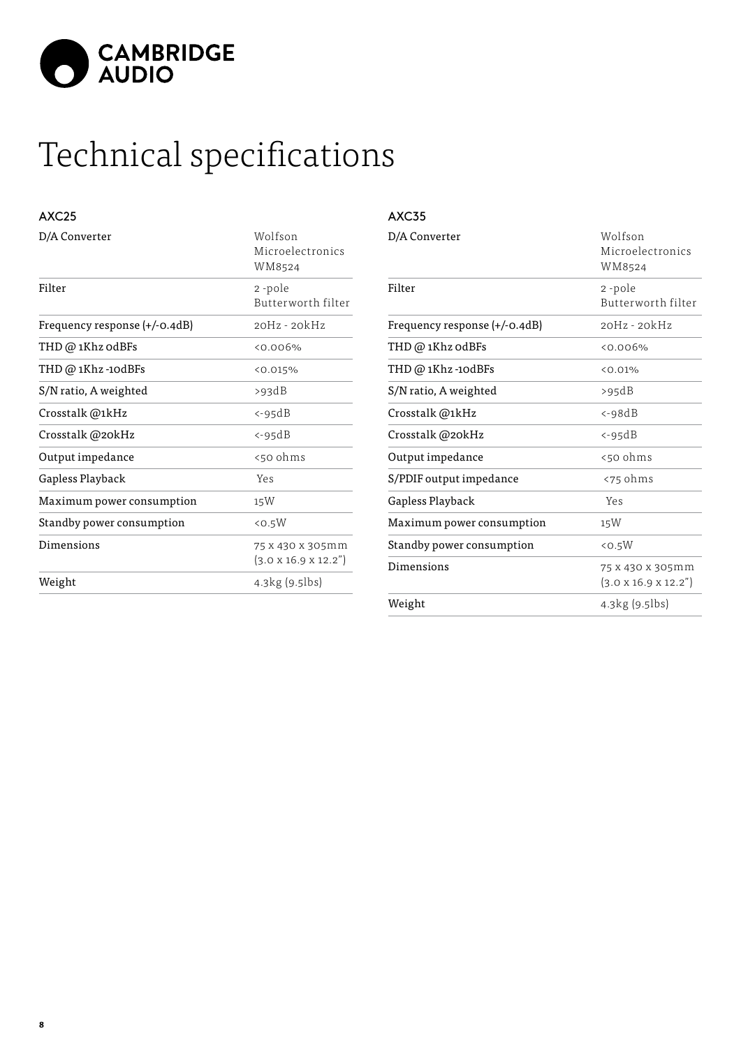# Technical specifications

## AXC25

| D/A Converter | Wolfson Microelectronics WM8524 |
|---|---|
| Filter | 2 -pole Butterworth filter |
| Frequency response (+/-0.4dB) | 20Hz - 20kHz |
| THD @ 1Khz 0dBFs | <0.006% |
| THD @ 1Khz -10dBFs | <0.015% |
| S/N ratio, A weighted | >93dB |
| Crosstalk @1kHz | <-95dB |
| Crosstalk @20kHz | <-95dB |
| Output impedance | <50 ohms |
| Gapless Playback | Yes |
| Maximum power consumption | 15W |
| Standby power consumption | <0.5W |
| Dimensions | 75 x 430 x 305mm (3.0 x 16.9 x 12.2") |
| Weight | 4.3kg (9.5lbs) |

## AXC35

| D/A Converter | Wolfson Microelectronics WM8524 |
|---|---|
| Filter | 2 -pole Butterworth filter |
| Frequency response (+/-0.4dB) | 20Hz - 20kHz |
| THD @ 1Khz 0dBFs | <0.006% |
| THD @ 1Khz -10dBFs | <0.01% |
| S/N ratio, A weighted | >95dB |
| Crosstalk @1kHz | <-98dB |
| Crosstalk @20kHz | <-95dB |
| Output impedance | <50 ohms |
| S/PDIF output impedance | <75 ohms |
| Gapless Playback | Yes |
| Maximum power consumption | 15W |
| Standby power consumption | <0.5W |
| Dimensions | 75 x 430 x 305mm (3.0 x 16.9 x 12.2") |
| Weight | 4.3kg (9.5lbs) |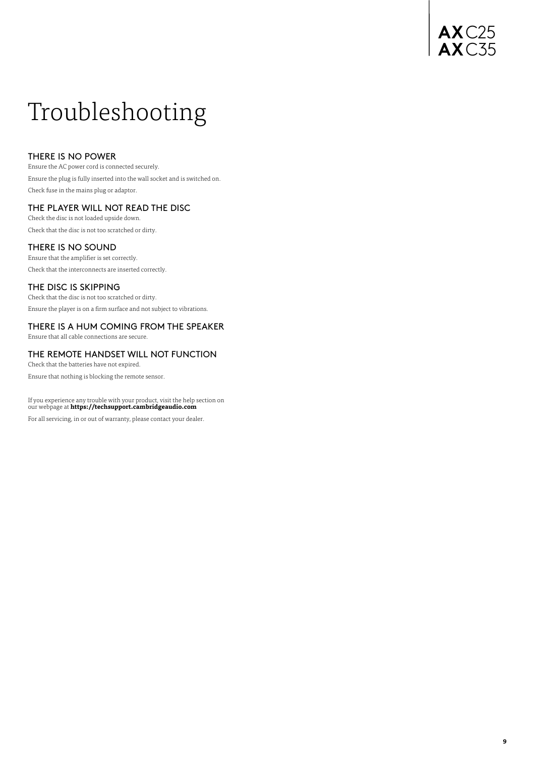# Troubleshooting

## THERE IS NO POWER

Ensure the AC power cord is connected securely.

Ensure the plug is fully inserted into the wall socket and is switched on.

Check fuse in the mains plug or adaptor.

## THE PLAYER WILL NOT READ THE DISC

Check the disc is not loaded upside down.

Check that the disc is not too scratched or dirty.

## THERE IS NO SOUND

Ensure that the amplifier is set correctly.

Check that the interconnects are inserted correctly.

## THE DISC IS SKIPPING

Check that the disc is not too scratched or dirty.

Ensure the player is on a firm surface and not subject to vibrations.

## THERE IS A HUM COMING FROM THE SPEAKER

Ensure that all cable connections are secure.

## THE REMOTE HANDSET WILL NOT FUNCTION

Check that the batteries have not expired.

Ensure that nothing is blocking the remote sensor.

If you experience any trouble with your product, visit the help section on our webpage at **https://techsupport.cambridgeaudio.com**

For all servicing, in or out of warranty, please contact your dealer.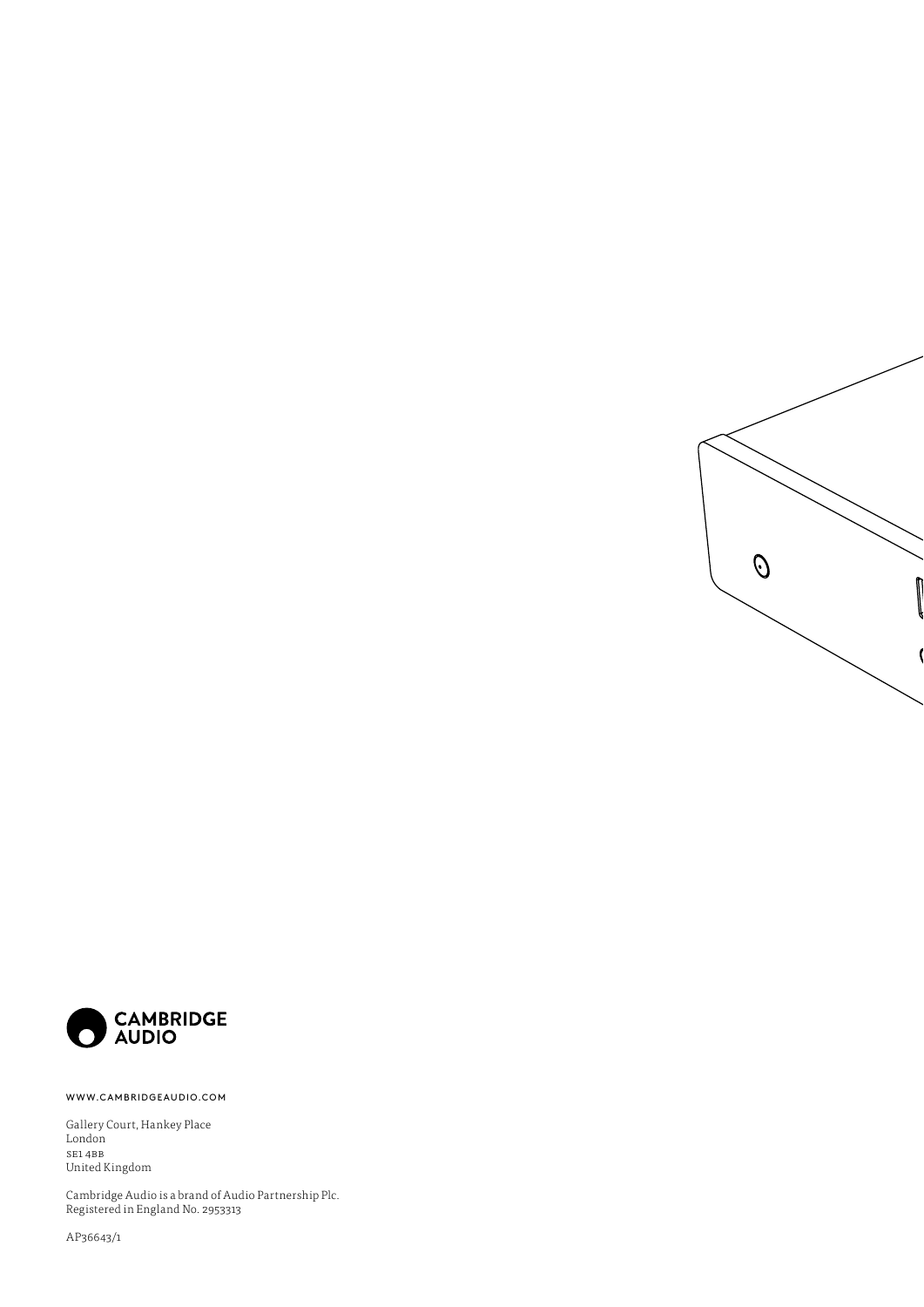CAMBRIDGE AUDIO

WWW.CAMBRIDGEAUDIO.COM

Gallery Court, Hankey Place
London
SE1 4BB
United Kingdom

Cambridge Audio is a brand of Audio Partnership Plc.
Registered in England No. 2953313

AP36643/1